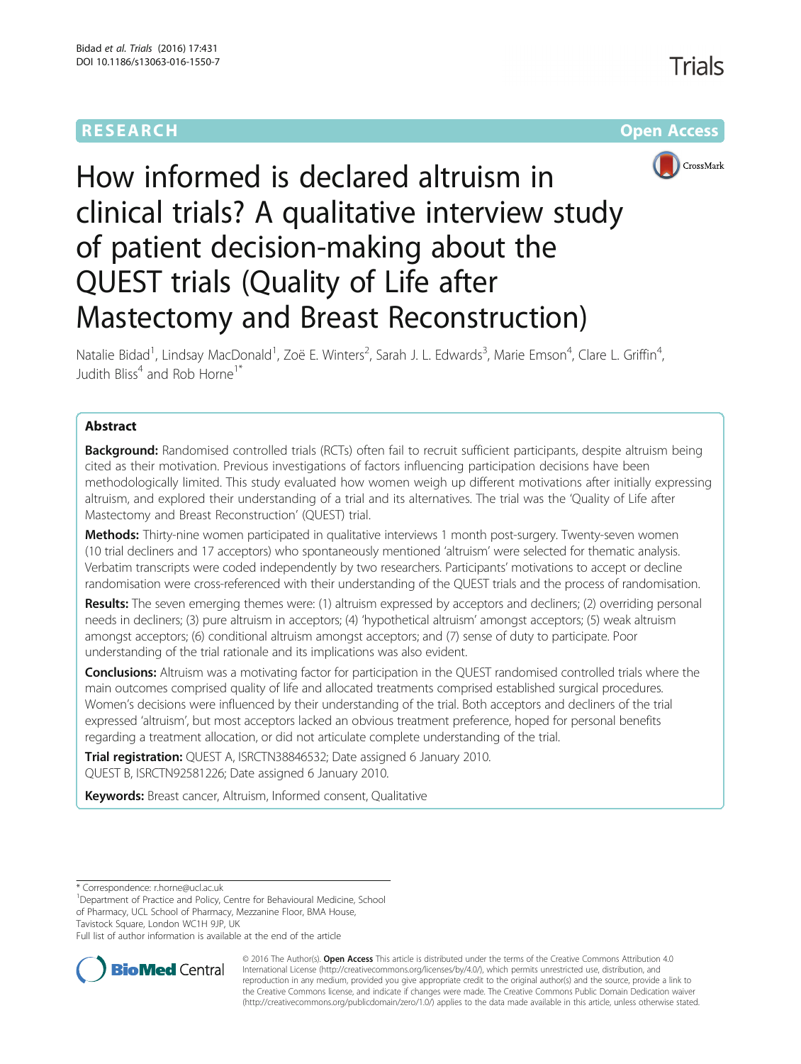RESEARCH

Open Access

# How informed is declared altruism in clinical trials? A qualitative interview study of patient decision-making about the QUEST trials (Quality of Life after Mastectomy and Breast Reconstruction)

Natalie Bidad[1], Lindsay MacDonald[1], Zoë E. Winters[2], Sarah J. L. Edwards[3], Marie Emson[4], Clare L. Griffin[4], Judith Bliss[4] and Rob Horne[1*]

## Abstract

**Background:** Randomised controlled trials (RCTs) often fail to recruit sufficient participants, despite altruism being cited as their motivation. Previous investigations of factors influencing participation decisions have been methodologically limited. This study evaluated how women weigh up different motivations after initially expressing altruism, and explored their understanding of a trial and its alternatives. The trial was the 'Quality of Life after Mastectomy and Breast Reconstruction' (QUEST) trial.

**Methods:** Thirty-nine women participated in qualitative interviews 1 month post-surgery. Twenty-seven women (10 trial decliners and 17 acceptors) who spontaneously mentioned 'altruism' were selected for thematic analysis. Verbatim transcripts were coded independently by two researchers. Participants' motivations to accept or decline randomisation were cross-referenced with their understanding of the QUEST trials and the process of randomisation.

**Results:** The seven emerging themes were: (1) altruism expressed by acceptors and decliners; (2) overriding personal needs in decliners; (3) pure altruism in acceptors; (4) 'hypothetical altruism' amongst acceptors; (5) weak altruism amongst acceptors; (6) conditional altruism amongst acceptors; and (7) sense of duty to participate. Poor understanding of the trial rationale and its implications was also evident.

**Conclusions:** Altruism was a motivating factor for participation in the QUEST randomised controlled trials where the main outcomes comprised quality of life and allocated treatments comprised established surgical procedures. Women's decisions were influenced by their understanding of the trial. Both acceptors and decliners of the trial expressed 'altruism', but most acceptors lacked an obvious treatment preference, hoped for personal benefits regarding a treatment allocation, or did not articulate complete understanding of the trial.

**Trial registration:** QUEST A, ISRCTN38846532; Date assigned 6 January 2010.
QUEST B, ISRCTN92581226; Date assigned 6 January 2010.

**Keywords:** Breast cancer, Altruism, Informed consent, Qualitative

\* Correspondence: r.horne@ucl.ac.uk
[1]Department of Practice and Policy, Centre for Behavioural Medicine, School of Pharmacy, UCL School of Pharmacy, Mezzanine Floor, BMA House, Tavistock Square, London WC1H 9JP, UK
Full list of author information is available at the end of the article

© 2016 The Author(s). **Open Access** This article is distributed under the terms of the Creative Commons Attribution 4.0 International License (http://creativecommons.org/licenses/by/4.0/), which permits unrestricted use, distribution, and reproduction in any medium, provided you give appropriate credit to the original author(s) and the source, provide a link to the Creative Commons license, and indicate if changes were made. The Creative Commons Public Domain Dedication waiver (http://creativecommons.org/publicdomain/zero/1.0/) applies to the data made available in this article, unless otherwise stated.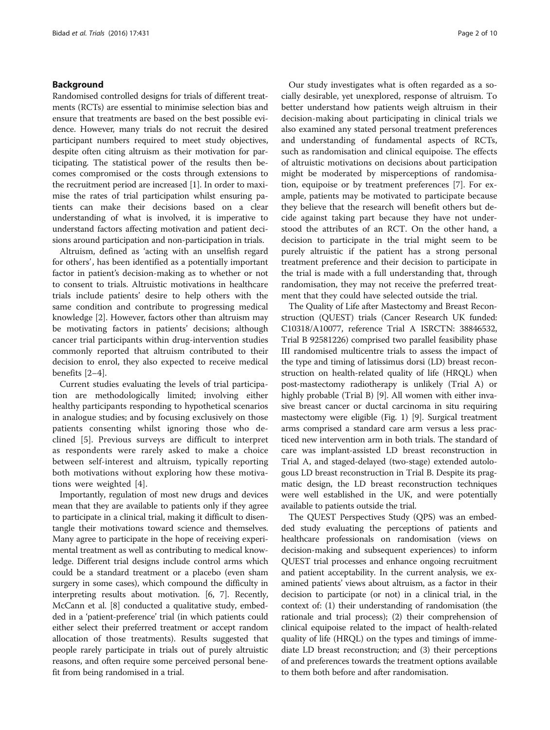## Background

Randomised controlled designs for trials of different treatments (RCTs) are essential to minimise selection bias and ensure that treatments are based on the best possible evidence. However, many trials do not recruit the desired participant numbers required to meet study objectives, despite often citing altruism as their motivation for participating. The statistical power of the results then becomes compromised or the costs through extensions to the recruitment period are increased [1]. In order to maximise the rates of trial participation whilst ensuring patients can make their decisions based on a clear understanding of what is involved, it is imperative to understand factors affecting motivation and patient decisions around participation and non-participation in trials.

Altruism, defined as 'acting with an unselfish regard for others', has been identified as a potentially important factor in patient's decision-making as to whether or not to consent to trials. Altruistic motivations in healthcare trials include patients' desire to help others with the same condition and contribute to progressing medical knowledge [2]. However, factors other than altruism may be motivating factors in patients' decisions; although cancer trial participants within drug-intervention studies commonly reported that altruism contributed to their decision to enrol, they also expected to receive medical benefits [2–4].

Current studies evaluating the levels of trial participation are methodologically limited; involving either healthy participants responding to hypothetical scenarios in analogue studies; and by focusing exclusively on those patients consenting whilst ignoring those who declined [5]. Previous surveys are difficult to interpret as respondents were rarely asked to make a choice between self-interest and altruism, typically reporting both motivations without exploring how these motivations were weighted [4].

Importantly, regulation of most new drugs and devices mean that they are available to patients only if they agree to participate in a clinical trial, making it difficult to disentangle their motivations toward science and themselves. Many agree to participate in the hope of receiving experimental treatment as well as contributing to medical knowledge. Different trial designs include control arms which could be a standard treatment or a placebo (even sham surgery in some cases), which compound the difficulty in interpreting results about motivation. [6, 7]. Recently, McCann et al. [8] conducted a qualitative study, embedded in a 'patient-preference' trial (in which patients could either select their preferred treatment or accept random allocation of those treatments). Results suggested that people rarely participate in trials out of purely altruistic reasons, and often require some perceived personal benefit from being randomised in a trial.

Our study investigates what is often regarded as a socially desirable, yet unexplored, response of altruism. To better understand how patients weigh altruism in their decision-making about participating in clinical trials we also examined any stated personal treatment preferences and understanding of fundamental aspects of RCTs, such as randomisation and clinical equipoise. The effects of altruistic motivations on decisions about participation might be moderated by misperceptions of randomisation, equipoise or by treatment preferences [7]. For example, patients may be motivated to participate because they believe that the research will benefit others but decide against taking part because they have not understood the attributes of an RCT. On the other hand, a decision to participate in the trial might seem to be purely altruistic if the patient has a strong personal treatment preference and their decision to participate in the trial is made with a full understanding that, through randomisation, they may not receive the preferred treatment that they could have selected outside the trial.

The Quality of Life after Mastectomy and Breast Reconstruction (QUEST) trials (Cancer Research UK funded: C10318/A10077, reference Trial A ISRCTN: 38846532, Trial B 92581226) comprised two parallel feasibility phase III randomised multicentre trials to assess the impact of the type and timing of latissimus dorsi (LD) breast reconstruction on health-related quality of life (HRQL) when post-mastectomy radiotherapy is unlikely (Trial A) or highly probable (Trial B) [9]. All women with either invasive breast cancer or ductal carcinoma in situ requiring mastectomy were eligible (Fig. 1) [9]. Surgical treatment arms comprised a standard care arm versus a less practiced new intervention arm in both trials. The standard of care was implant-assisted LD breast reconstruction in Trial A, and staged-delayed (two-stage) extended autologous LD breast reconstruction in Trial B. Despite its pragmatic design, the LD breast reconstruction techniques were well established in the UK, and were potentially available to patients outside the trial.

The QUEST Perspectives Study (QPS) was an embedded study evaluating the perceptions of patients and healthcare professionals on randomisation (views on decision-making and subsequent experiences) to inform QUEST trial processes and enhance ongoing recruitment and patient acceptability. In the current analysis, we examined patients' views about altruism, as a factor in their decision to participate (or not) in a clinical trial, in the context of: (1) their understanding of randomisation (the rationale and trial process); (2) their comprehension of clinical equipoise related to the impact of health-related quality of life (HRQL) on the types and timings of immediate LD breast reconstruction; and (3) their perceptions of and preferences towards the treatment options available to them both before and after randomisation.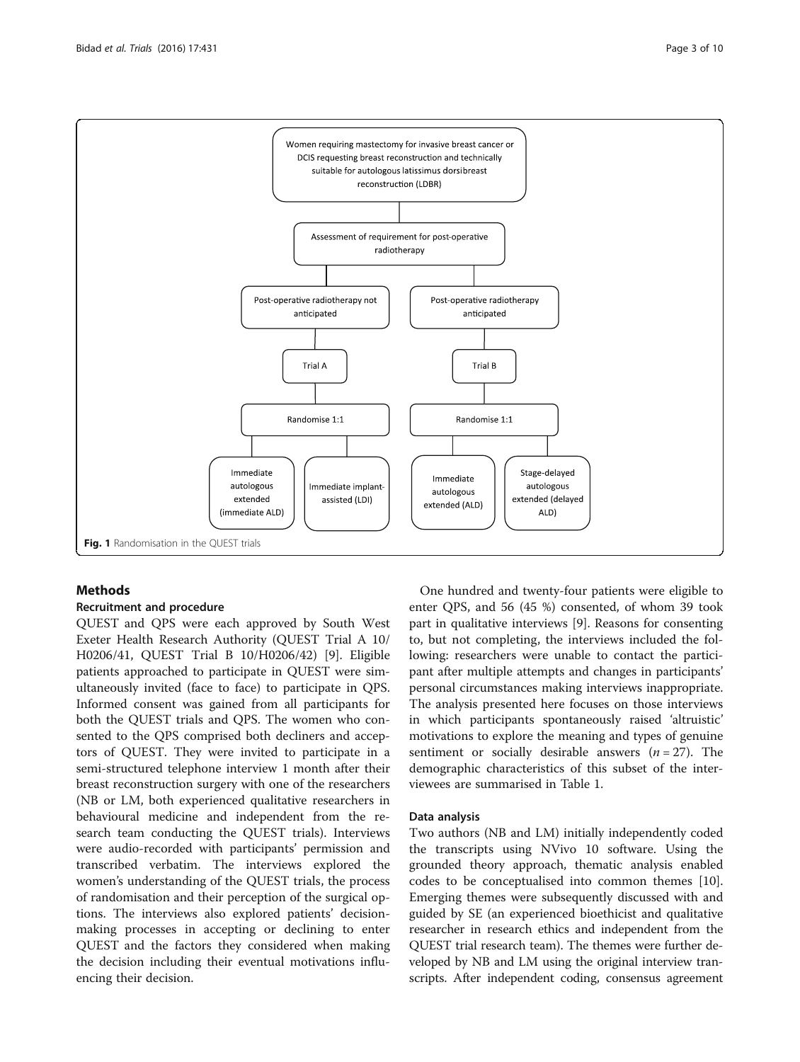Women requiring mastectomy for invasive breast cancer or DCIS requesting breast reconstruction and technically suitable for autologous latissimus dorsi breast reconstruction (LDBR)

Assessment of requirement for post-operative radiotherapy

| Post-operative radiotherapy not anticipated | | Post-operative radiotherapy anticipated | |
|---|---|---|---|
| Trial A | | Trial B | |
| Randomise 1:1 | | Randomise 1:1 | |
| Immediate autologous extended (immediate ALD) | Immediate implant-assisted (LDI) | Immediate autologous extended (ALD) | Stage-delayed autologous extended (delayed ALD) |

**Fig. 1** Randomisation in the QUEST trials

## Methods

### Recruitment and procedure

QUEST and QPS were each approved by South West Exeter Health Research Authority (QUEST Trial A 10/H0206/41, QUEST Trial B 10/H0206/42) [9]. Eligible patients approached to participate in QUEST were simultaneously invited (face to face) to participate in QPS. Informed consent was gained from all participants for both the QUEST trials and QPS. The women who consented to the QPS comprised both decliners and acceptors of QUEST. They were invited to participate in a semi-structured telephone interview 1 month after their breast reconstruction surgery with one of the researchers (NB or LM, both experienced qualitative researchers in behavioural medicine and independent from the research team conducting the QUEST trials). Interviews were audio-recorded with participants' permission and transcribed verbatim. The interviews explored the women's understanding of the QUEST trials, the process of randomisation and their perception of the surgical options. The interviews also explored patients' decision-making processes in accepting or declining to enter QUEST and the factors they considered when making the decision including their eventual motivations influencing their decision.

One hundred and twenty-four patients were eligible to enter QPS, and 56 (45 %) consented, of whom 39 took part in qualitative interviews [9]. Reasons for consenting to, but not completing, the interviews included the following: researchers were unable to contact the participant after multiple attempts and changes in participants' personal circumstances making interviews inappropriate. The analysis presented here focuses on those interviews in which participants spontaneously raised 'altruistic' motivations to explore the meaning and types of genuine sentiment or socially desirable answers ($n = 27$). The demographic characteristics of this subset of the interviewees are summarised in Table 1.

### Data analysis

Two authors (NB and LM) initially independently coded the transcripts using NVivo 10 software. Using the grounded theory approach, thematic analysis enabled codes to be conceptualised into common themes [10]. Emerging themes were subsequently discussed with and guided by SE (an experienced bioethicist and qualitative researcher in research ethics and independent from the QUEST trial research team). The themes were further developed by NB and LM using the original interview transcripts. After independent coding, consensus agreement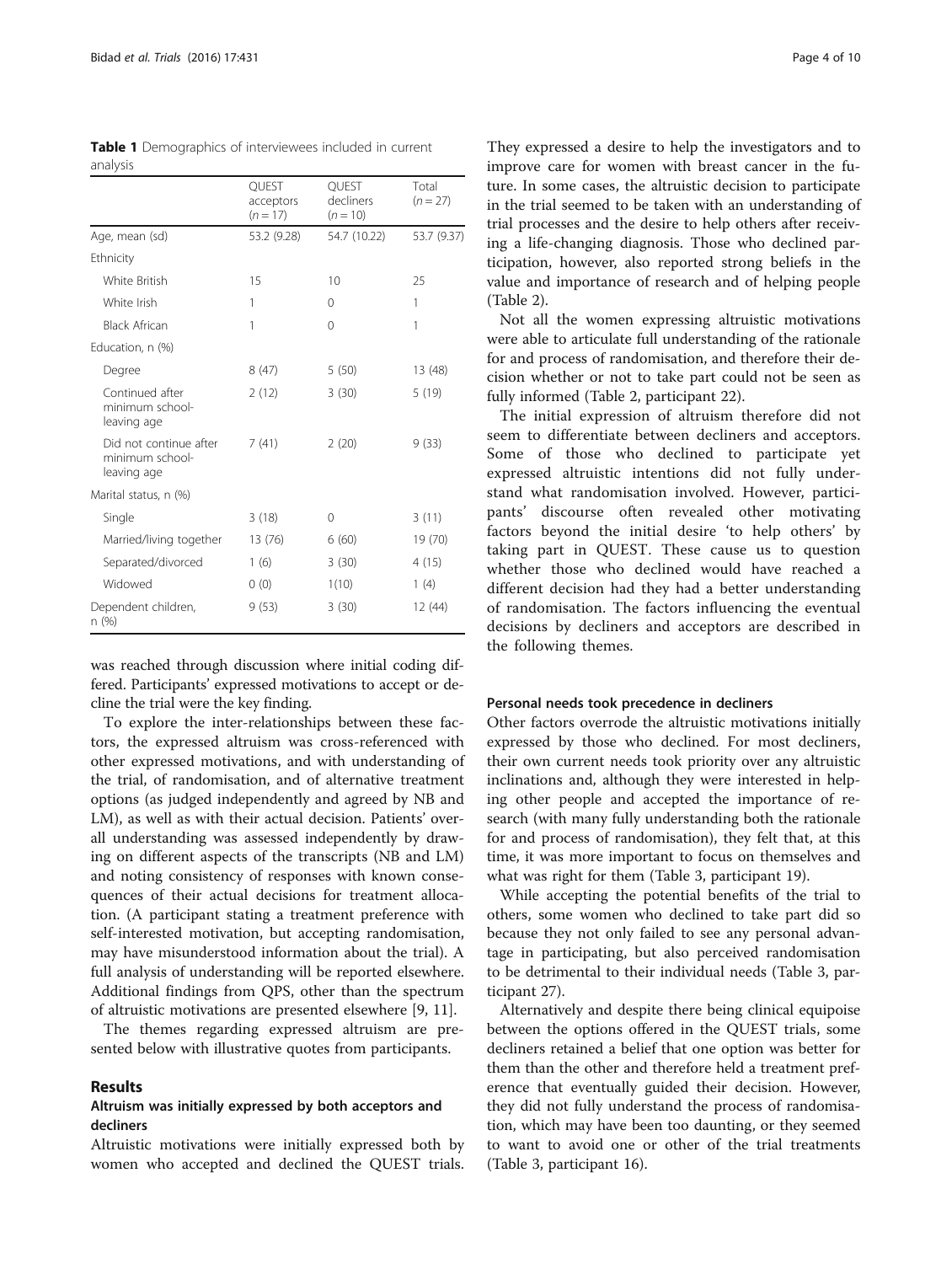**Table 1** Demographics of interviewees included in current analysis

| | QUEST acceptors (n = 17) | QUEST decliners (n = 10) | Total (n = 27) |
|---|---|---|---|
| Age, mean (sd) | 53.2 (9.28) | 54.7 (10.22) | 53.7 (9.37) |
| Ethnicity | | | |
| White British | 15 | 10 | 25 |
| White Irish | 1 | 0 | 1 |
| Black African | 1 | 0 | 1 |
| Education, n (%) | | | |
| Degree | 8 (47) | 5 (50) | 13 (48) |
| Continued after minimum school-leaving age | 2 (12) | 3 (30) | 5 (19) |
| Did not continue after minimum school-leaving age | 7 (41) | 2 (20) | 9 (33) |
| Marital status, n (%) | | | |
| Single | 3 (18) | 0 | 3 (11) |
| Married/living together | 13 (76) | 6 (60) | 19 (70) |
| Separated/divorced | 1 (6) | 3 (30) | 4 (15) |
| Widowed | 0 (0) | 1(10) | 1 (4) |
| Dependent children, n (%) | 9 (53) | 3 (30) | 12 (44) |

was reached through discussion where initial coding differed. Participants' expressed motivations to accept or decline the trial were the key finding.

To explore the inter-relationships between these factors, the expressed altruism was cross-referenced with other expressed motivations, and with understanding of the trial, of randomisation, and of alternative treatment options (as judged independently and agreed by NB and LM), as well as with their actual decision. Patients' overall understanding was assessed independently by drawing on different aspects of the transcripts (NB and LM) and noting consistency of responses with known consequences of their actual decisions for treatment allocation. (A participant stating a treatment preference with self-interested motivation, but accepting randomisation, may have misunderstood information about the trial). A full analysis of understanding will be reported elsewhere. Additional findings from QPS, other than the spectrum of altruistic motivations are presented elsewhere [9, 11].

The themes regarding expressed altruism are presented below with illustrative quotes from participants.

## Results

### Altruism was initially expressed by both acceptors and decliners

Altruistic motivations were initially expressed both by women who accepted and declined the QUEST trials. They expressed a desire to help the investigators and to improve care for women with breast cancer in the future. In some cases, the altruistic decision to participate in the trial seemed to be taken with an understanding of trial processes and the desire to help others after receiving a life-changing diagnosis. Those who declined participation, however, also reported strong beliefs in the value and importance of research and of helping people (Table 2).

Not all the women expressing altruistic motivations were able to articulate full understanding of the rationale for and process of randomisation, and therefore their decision whether or not to take part could not be seen as fully informed (Table 2, participant 22).

The initial expression of altruism therefore did not seem to differentiate between decliners and acceptors. Some of those who declined to participate yet expressed altruistic intentions did not fully understand what randomisation involved. However, participants' discourse often revealed other motivating factors beyond the initial desire 'to help others' by taking part in QUEST. These cause us to question whether those who declined would have reached a different decision had they had a better understanding of randomisation. The factors influencing the eventual decisions by decliners and acceptors are described in the following themes.

### Personal needs took precedence in decliners

Other factors overrode the altruistic motivations initially expressed by those who declined. For most decliners, their own current needs took priority over any altruistic inclinations and, although they were interested in helping other people and accepted the importance of research (with many fully understanding both the rationale for and process of randomisation), they felt that, at this time, it was more important to focus on themselves and what was right for them (Table 3, participant 19).

While accepting the potential benefits of the trial to others, some women who declined to take part did so because they not only failed to see any personal advantage in participating, but also perceived randomisation to be detrimental to their individual needs (Table 3, participant 27).

Alternatively and despite there being clinical equipoise between the options offered in the QUEST trials, some decliners retained a belief that one option was better for them than the other and therefore held a treatment preference that eventually guided their decision. However, they did not fully understand the process of randomisation, which may have been too daunting, or they seemed to want to avoid one or other of the trial treatments (Table 3, participant 16).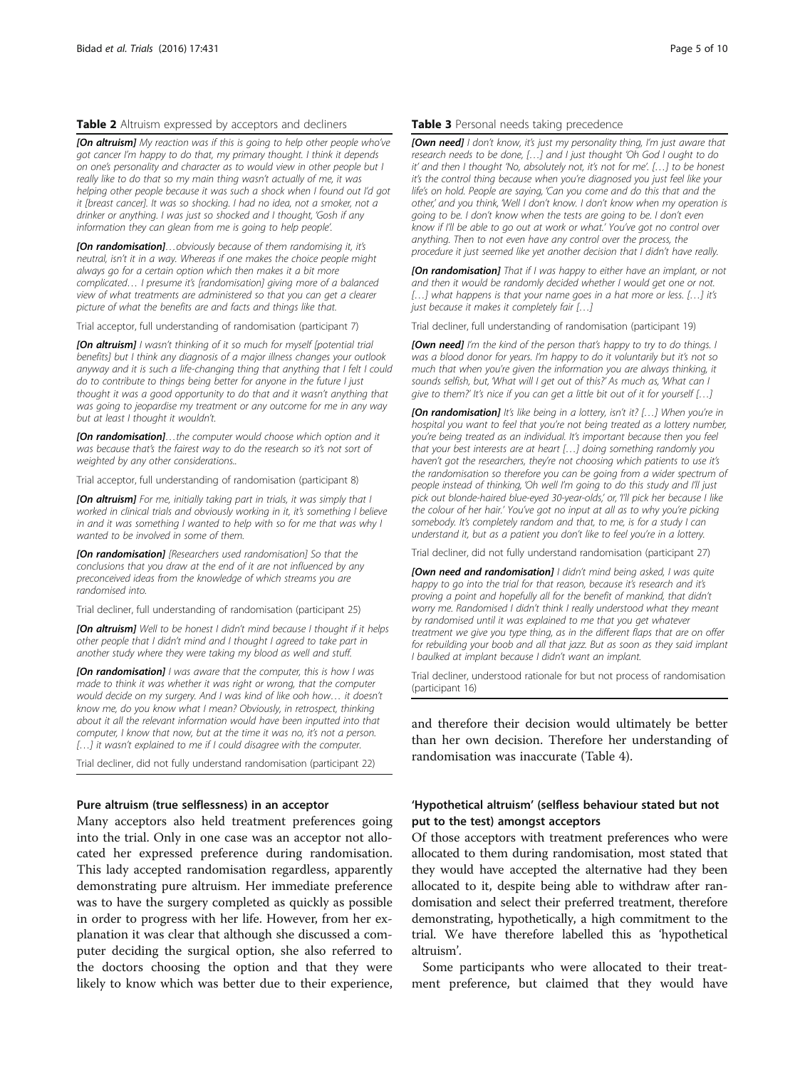**Table 2** Altruism expressed by acceptors and decliners

*[On altruism] My reaction was if this is going to help other people who've got cancer I'm happy to do that, my primary thought. I think it depends on one's personality and character as to would view in other people but I really like to do that so my main thing wasn't actually of me, it was helping other people because it was such a shock when I found out I'd got it [breast cancer]. It was so shocking. I had no idea, not a smoker, not a drinker or anything. I was just so shocked and I thought, 'Gosh if any information they can glean from me is going to help people'.*

*[On randomisation]…obviously because of them randomising it, it's neutral, isn't it in a way. Whereas if one makes the choice people might always go for a certain option which then makes it a bit more complicated… I presume it's [randomisation] giving more of a balanced view of what treatments are administered so that you can get a clearer picture of what the benefits are and facts and things like that.*

Trial acceptor, full understanding of randomisation (participant 7)

*[On altruism] I wasn't thinking of it so much for myself [potential trial benefits] but I think any diagnosis of a major illness changes your outlook anyway and it is such a life-changing thing that anything that I felt I could do to contribute to things being better for anyone in the future I just thought it was a good opportunity to do that and it wasn't anything that was going to jeopardise my treatment or any outcome for me in any way but at least I thought it wouldn't.*

*[On randomisation]…the computer would choose which option and it was because that's the fairest way to do the research so it's not sort of weighted by any other considerations..*

Trial acceptor, full understanding of randomisation (participant 8)

*[On altruism] For me, initially taking part in trials, it was simply that I worked in clinical trials and obviously working in it, it's something I believe in and it was something I wanted to help with so for me that was why I wanted to be involved in some of them.*

*[On randomisation] [Researchers used randomisation] So that the conclusions that you draw at the end of it are not influenced by any preconceived ideas from the knowledge of which streams you are randomised into.*

Trial decliner, full understanding of randomisation (participant 25)

*[On altruism] Well to be honest I didn't mind because I thought if it helps other people that I didn't mind and I thought I agreed to take part in another study where they were taking my blood as well and stuff.*

*[On randomisation] I was aware that the computer, this is how I was made to think it was whether it was right or wrong, that the computer would decide on my surgery. And I was kind of like ooh how… it doesn't know me, do you know what I mean? Obviously, in retrospect, thinking about it all the relevant information would have been inputted into that computer, I know that now, but at the time it was no, it's not a person. […] it wasn't explained to me if I could disagree with the computer.*

Trial decliner, did not fully understand randomisation (participant 22)

## Pure altruism (true selflessness) in an acceptor

Many acceptors also held treatment preferences going into the trial. Only in one case was an acceptor not allocated her expressed preference during randomisation. This lady accepted randomisation regardless, apparently demonstrating pure altruism. Her immediate preference was to have the surgery completed as quickly as possible in order to progress with her life. However, from her explanation it was clear that although she discussed a computer deciding the surgical option, she also referred to the doctors choosing the option and that they were likely to know which was better due to their experience,

**Table 3** Personal needs taking precedence

*[Own need] I don't know, it's just my personality thing, I'm just aware that research needs to be done, […] and I just thought 'Oh God I ought to do it' and then I thought 'No, absolutely not, it's not for me'. […] to be honest it's the control thing because when you're diagnosed you just feel like your life's on hold. People are saying, 'Can you come and do this that and the other,' and you think, 'Well I don't know. I don't know when my operation is going to be. I don't know when the tests are going to be. I don't even know if I'll be able to go out at work or what.' You've got no control over anything. Then to not even have any control over the process, the procedure it just seemed like yet another decision that I didn't have really.*

*[On randomisation] That if I was happy to either have an implant, or not and then it would be randomly decided whether I would get one or not. […] what happens is that your name goes in a hat more or less. […] it's just because it makes it completely fair […]*

Trial decliner, full understanding of randomisation (participant 19)

*[Own need] I'm the kind of the person that's happy to try to do things. I was a blood donor for years. I'm happy to do it voluntarily but it's not so much that when you're given the information you are always thinking, it sounds selfish, but, 'What will I get out of this?' As much as, 'What can I give to them?' It's nice if you can get a little bit out of it for yourself […]*

*[On randomisation] It's like being in a lottery, isn't it? […] When you're in hospital you want to feel that you're not being treated as a lottery number, you're being treated as an individual. It's important because then you feel that your best interests are at heart […] doing something randomly you haven't got the researchers, they're not choosing which patients to use it's the randomisation so therefore you can be going from a wider spectrum of people instead of thinking, 'Oh well I'm going to do this study and I'll just pick out blonde-haired blue-eyed 30-year-olds,' or, 'I'll pick her because I like the colour of her hair.' You've got no input at all as to why you're picking somebody. It's completely random and that, to me, is for a study I can understand it, but as a patient you don't like to feel you're in a lottery.*

Trial decliner, did not fully understand randomisation (participant 27)

*[Own need and randomisation] I didn't mind being asked, I was quite happy to go into the trial for that reason, because it's research and it's proving a point and hopefully all for the benefit of mankind, that didn't worry me. Randomised I didn't think I really understood what they meant by randomised until it was explained to me that you get whatever treatment we give you type thing, as in the different flaps that are on offer for rebuilding your boob and all that jazz. But as soon as they said implant I baulked at implant because I didn't want an implant.*

Trial decliner, understood rationale for but not process of randomisation (participant 16)

and therefore their decision would ultimately be better than her own decision. Therefore her understanding of randomisation was inaccurate (Table 4).

## 'Hypothetical altruism' (selfless behaviour stated but not put to the test) amongst acceptors

Of those acceptors with treatment preferences who were allocated to them during randomisation, most stated that they would have accepted the alternative had they been allocated to it, despite being able to withdraw after randomisation and select their preferred treatment, therefore demonstrating, hypothetically, a high commitment to the trial. We have therefore labelled this as 'hypothetical altruism'.

Some participants who were allocated to their treatment preference, but claimed that they would have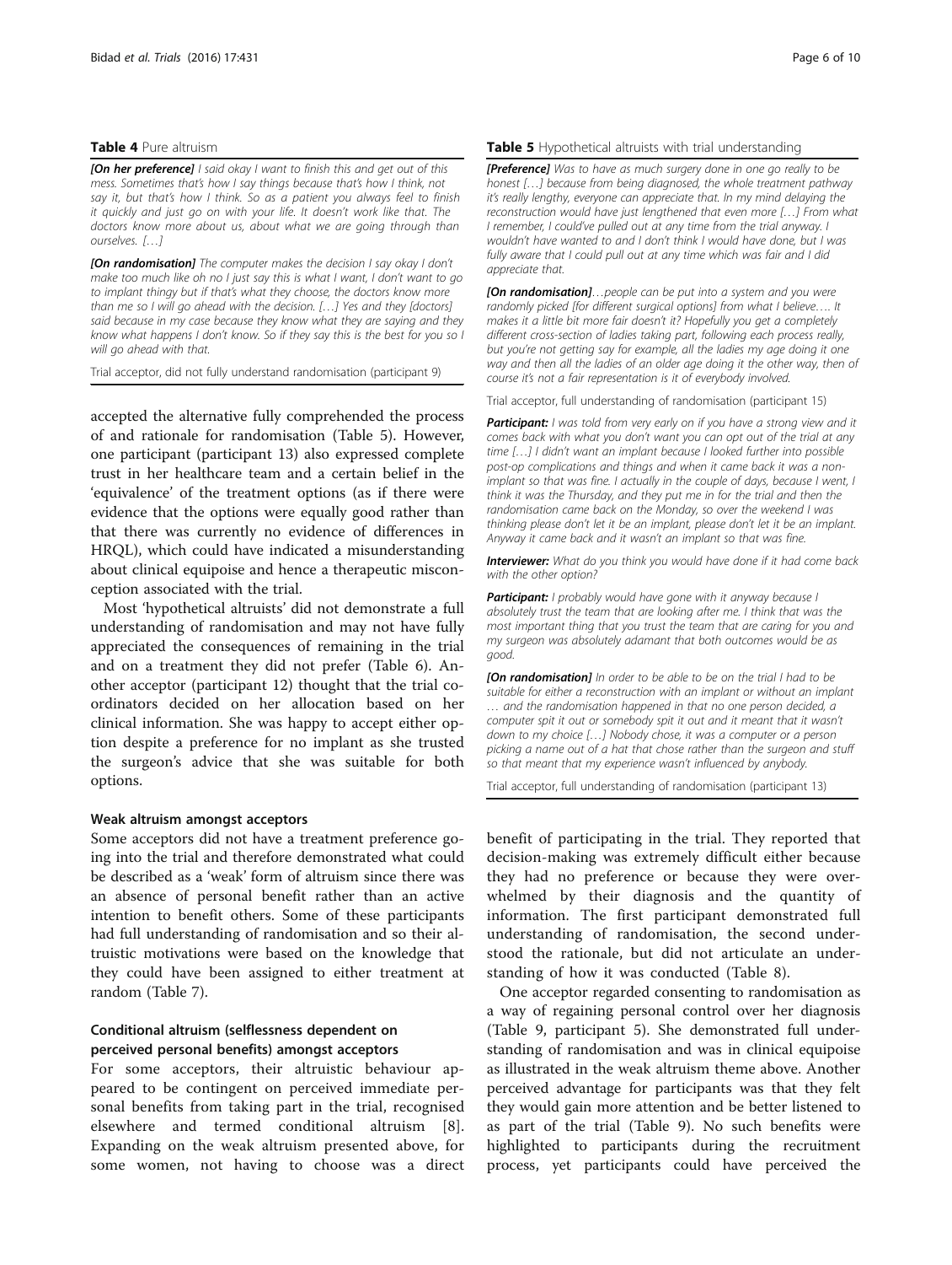**Table 4** Pure altruism

***[On her preference]*** *I said okay I want to finish this and get out of this mess. Sometimes that's how I say things because that's how I think, not say it, but that's how I think. So as a patient you always feel to finish it quickly and just go on with your life. It doesn't work like that. The doctors know more about us, about what we are going through than ourselves. […]*

***[On randomisation]*** *The computer makes the decision I say okay I don't make too much like oh no I just say this is what I want, I don't want to go to implant thingy but if that's what they choose, the doctors know more than me so I will go ahead with the decision. […] Yes and they [doctors] said because in my case because they know what they are saying and they know what happens I don't know. So if they say this is the best for you so I will go ahead with that.*

Trial acceptor, did not fully understand randomisation (participant 9)

accepted the alternative fully comprehended the process of and rationale for randomisation (Table 5). However, one participant (participant 13) also expressed complete trust in her healthcare team and a certain belief in the 'equivalence' of the treatment options (as if there were evidence that the options were equally good rather than that there was currently no evidence of differences in HRQL), which could have indicated a misunderstanding about clinical equipoise and hence a therapeutic misconception associated with the trial.

Most 'hypothetical altruists' did not demonstrate a full understanding of randomisation and may not have fully appreciated the consequences of remaining in the trial and on a treatment they did not prefer (Table 6). Another acceptor (participant 12) thought that the trial coordinators decided on her allocation based on her clinical information. She was happy to accept either option despite a preference for no implant as she trusted the surgeon's advice that she was suitable for both options.

#### Weak altruism amongst acceptors

Some acceptors did not have a treatment preference going into the trial and therefore demonstrated what could be described as a 'weak' form of altruism since there was an absence of personal benefit rather than an active intention to benefit others. Some of these participants had full understanding of randomisation and so their altruistic motivations were based on the knowledge that they could have been assigned to either treatment at random (Table 7).

#### Conditional altruism (selflessness dependent on perceived personal benefits) amongst acceptors

For some acceptors, their altruistic behaviour appeared to be contingent on perceived immediate personal benefits from taking part in the trial, recognised elsewhere and termed conditional altruism [8]. Expanding on the weak altruism presented above, for some women, not having to choose was a direct

**Table 5** Hypothetical altruists with trial understanding

***[Preference]*** *Was to have as much surgery done in one go really to be honest […] because from being diagnosed, the whole treatment pathway it's really lengthy, everyone can appreciate that. In my mind delaying the reconstruction would have just lengthened that even more […] From what I remember, I could've pulled out at any time from the trial anyway. I wouldn't have wanted to and I don't think I would have done, but I was fully aware that I could pull out at any time which was fair and I did appreciate that.*

***[On randomisation]*** *…people can be put into a system and you were randomly picked [for different surgical options] from what I believe…. It makes it a little bit more fair doesn't it? Hopefully you get a completely different cross-section of ladies taking part, following each process really, but you're not getting say for example, all the ladies my age doing it one way and then all the ladies of an older age doing it the other way, then of course it's not a fair representation is it of everybody involved.*

Trial acceptor, full understanding of randomisation (participant 15)

***Participant:*** *I was told from very early on if you have a strong view and it comes back with what you don't want you can opt out of the trial at any time […] I didn't want an implant because I looked further into possible post-op complications and things and when it came back it was a non-implant so that was fine. I actually in the couple of days, because I went, I think it was the Thursday, and they put me in for the trial and then the randomisation came back on the Monday, so over the weekend I was thinking please don't let it be an implant, please don't let it be an implant. Anyway it came back and it wasn't an implant so that was fine.*

***Interviewer:*** *What do you think you would have done if it had come back with the other option?*

***Participant:*** *I probably would have gone with it anyway because I absolutely trust the team that are looking after me. I think that was the most important thing that you trust the team that are caring for you and my surgeon was absolutely adamant that both outcomes would be as good.*

***[On randomisation]*** *In order to be able to be on the trial I had to be suitable for either a reconstruction with an implant or without an implant … and the randomisation happened in that no one person decided, a computer spit it out or somebody spit it out and it meant that it wasn't down to my choice […] Nobody chose, it was a computer or a person picking a name out of a hat that chose rather than the surgeon and stuff so that meant that my experience wasn't influenced by anybody.*

Trial acceptor, full understanding of randomisation (participant 13)

benefit of participating in the trial. They reported that decision-making was extremely difficult either because they had no preference or because they were overwhelmed by their diagnosis and the quantity of information. The first participant demonstrated full understanding of randomisation, the second understood the rationale, but did not articulate an understanding of how it was conducted (Table 8).

One acceptor regarded consenting to randomisation as a way of regaining personal control over her diagnosis (Table 9, participant 5). She demonstrated full understanding of randomisation and was in clinical equipoise as illustrated in the weak altruism theme above. Another perceived advantage for participants was that they felt they would gain more attention and be better listened to as part of the trial (Table 9). No such benefits were highlighted to participants during the recruitment process, yet participants could have perceived the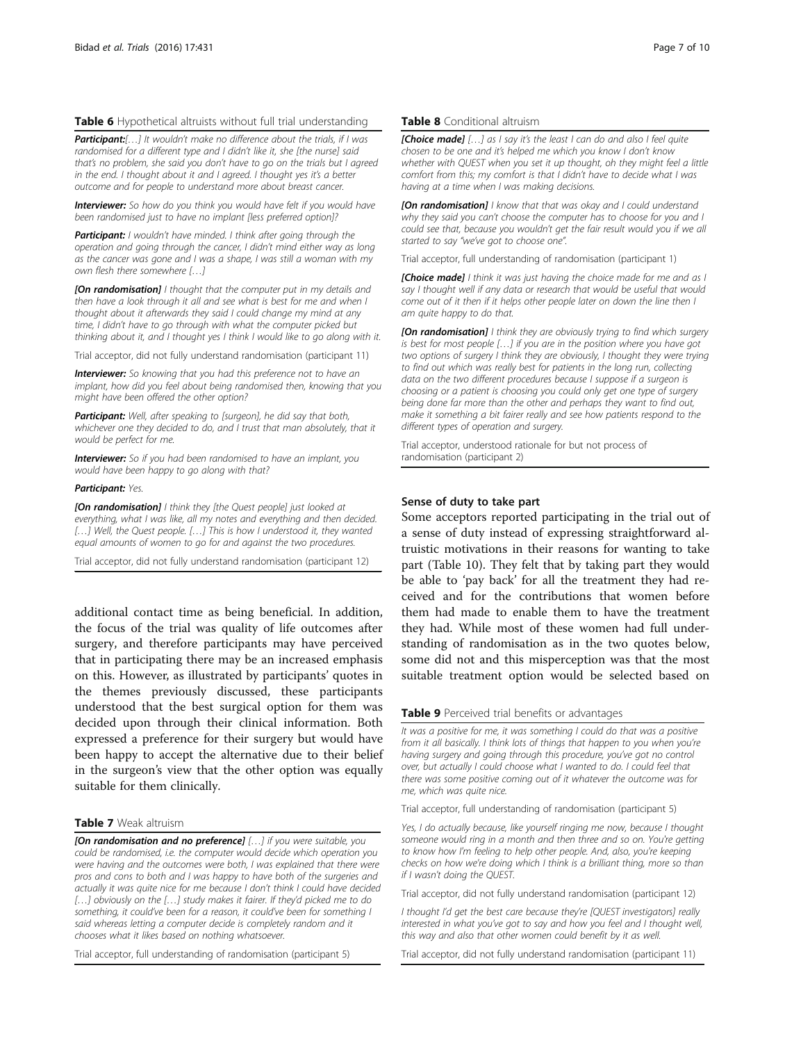**Table 6** Hypothetical altruists without full trial understanding

***Participant:***[…] It wouldn't make no difference about the trials, if I was randomised for a different type and I didn't like it, she [the nurse] said that's no problem, she said you don't have to go on the trials but I agreed in the end. I thought about it and I agreed. I thought yes it's a better outcome and for people to understand more about breast cancer.

***Interviewer:*** So how do you think you would have felt if you would have been randomised just to have no implant [less preferred option]?

***Participant:*** I wouldn't have minded. I think after going through the operation and going through the cancer, I didn't mind either way as long as the cancer was gone and I was a shape, I was still a woman with my own flesh there somewhere […]

***[On randomisation]*** I thought that the computer put in my details and then have a look through it all and see what is best for me and when I thought about it afterwards they said I could change my mind at any time, I didn't have to go through with what the computer picked but thinking about it, and I thought yes I think I would like to go along with it.

Trial acceptor, did not fully understand randomisation (participant 11)

***Interviewer:*** So knowing that you had this preference not to have an implant, how did you feel about being randomised then, knowing that you might have been offered the other option?

***Participant:*** Well, after speaking to [surgeon], he did say that both, whichever one they decided to do, and I trust that man absolutely, that it would be perfect for me.

***Interviewer:*** So if you had been randomised to have an implant, you would have been happy to go along with that?

***Participant:*** Yes.

***[On randomisation]*** I think they [the Quest people] just looked at everything, what I was like, all my notes and everything and then decided. […] Well, the Quest people. […] This is how I understood it, they wanted equal amounts of women to go for and against the two procedures.

Trial acceptor, did not fully understand randomisation (participant 12)

additional contact time as being beneficial. In addition, the focus of the trial was quality of life outcomes after surgery, and therefore participants may have perceived that in participating there may be an increased emphasis on this. However, as illustrated by participants' quotes in the themes previously discussed, these participants understood that the best surgical option for them was decided upon through their clinical information. Both expressed a preference for their surgery but would have been happy to accept the alternative due to their belief in the surgeon's view that the other option was equally suitable for them clinically.

**Table 7** Weak altruism

***[On randomisation and no preference]*** […] if you were suitable, you could be randomised, i.e. the computer would decide which operation you were having and the outcomes were both, I was explained that there were pros and cons to both and I was happy to have both of the surgeries and actually it was quite nice for me because I don't think I could have decided […] obviously on the […] study makes it fairer. If they'd picked me to do something, it could've been for a reason, it could've been for something I said whereas letting a computer decide is completely random and it chooses what it likes based on nothing whatsoever.

Trial acceptor, full understanding of randomisation (participant 5)

**Table 8** Conditional altruism

***[Choice made]*** […] as I say it's the least I can do and also I feel quite chosen to be one and it's helped me which you know I don't know whether with QUEST when you set it up thought, oh they might feel a little comfort from this; my comfort is that I didn't have to decide what I was having at a time when I was making decisions.

***[On randomisation]*** I know that that was okay and I could understand why they said you can't choose the computer has to choose for you and I could see that, because you wouldn't get the fair result would you if we all started to say "we've got to choose one".

Trial acceptor, full understanding of randomisation (participant 1)

***[Choice made]*** I think it was just having the choice made for me and as I say I thought well if any data or research that would be useful that would come out of it then if it helps other people later on down the line then I am quite happy to do that.

***[On randomisation]*** I think they are obviously trying to find which surgery is best for most people […] if you are in the position where you have got two options of surgery I think they are obviously, I thought they were trying to find out which was really best for patients in the long run, collecting data on the two different procedures because I suppose if a surgeon is choosing or a patient is choosing you could only get one type of surgery being done far more than the other and perhaps they want to find out, make it something a bit fairer really and see how patients respond to the different types of operation and surgery.

Trial acceptor, understood rationale for but not process of randomisation (participant 2)

### Sense of duty to take part

Some acceptors reported participating in the trial out of a sense of duty instead of expressing straightforward altruistic motivations in their reasons for wanting to take part (Table 10). They felt that by taking part they would be able to 'pay back' for all the treatment they had received and for the contributions that women before them had made to enable them to have the treatment they had. While most of these women had full understanding of randomisation as in the two quotes below, some did not and this misperception was that the most suitable treatment option would be selected based on

**Table 9** Perceived trial benefits or advantages

*It was a positive for me, it was something I could do that was a positive from it all basically. I think lots of things that happen to you when you're having surgery and going through this procedure, you've got no control over, but actually I could choose what I wanted to do. I could feel that there was some positive coming out of it whatever the outcome was for me, which was quite nice.*

Trial acceptor, full understanding of randomisation (participant 5)

*Yes, I do actually because, like yourself ringing me now, because I thought someone would ring in a month and then three and so on. You're getting to know how I'm feeling to help other people. And, also, you're keeping checks on how we're doing which I think is a brilliant thing, more so than if I wasn't doing the QUEST.*

Trial acceptor, did not fully understand randomisation (participant 12)

*I thought I'd get the best care because they're [QUEST investigators] really interested in what you've got to say and how you feel and I thought well, this way and also that other women could benefit by it as well.*

Trial acceptor, did not fully understand randomisation (participant 11)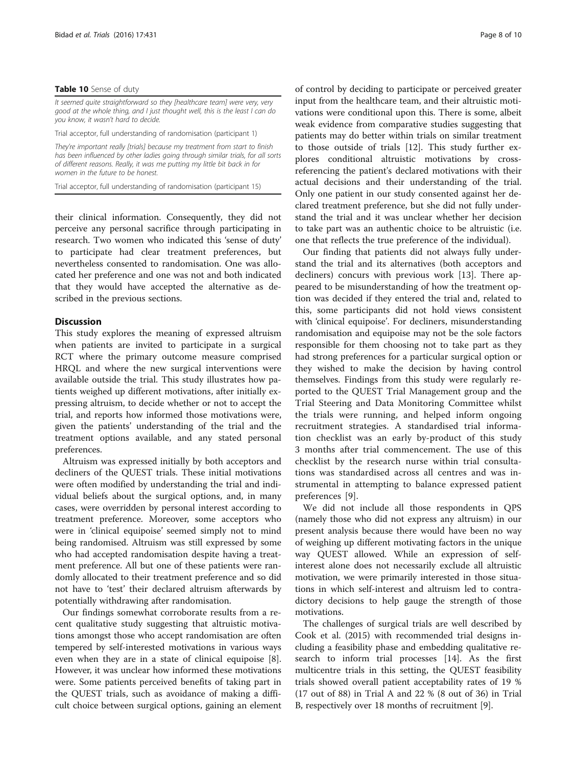**Table 10** Sense of duty

| |
|---|
| *It seemed quite straightforward so they [healthcare team] were very, very good at the whole thing, and I just thought well, this is the least I can do you know, it wasn't hard to decide.* |
| Trial acceptor, full understanding of randomisation (participant 1) |
| *They're important really [trials] because my treatment from start to finish has been influenced by other ladies going through similar trials, for all sorts of different reasons. Really, it was me putting my little bit back in for women in the future to be honest.* |
| Trial acceptor, full understanding of randomisation (participant 15) |

their clinical information. Consequently, they did not perceive any personal sacrifice through participating in research. Two women who indicated this 'sense of duty' to participate had clear treatment preferences, but nevertheless consented to randomisation. One was allocated her preference and one was not and both indicated that they would have accepted the alternative as described in the previous sections.

## Discussion

This study explores the meaning of expressed altruism when patients are invited to participate in a surgical RCT where the primary outcome measure comprised HRQL and where the new surgical interventions were available outside the trial. This study illustrates how patients weighed up different motivations, after initially expressing altruism, to decide whether or not to accept the trial, and reports how informed those motivations were, given the patients' understanding of the trial and the treatment options available, and any stated personal preferences.

Altruism was expressed initially by both acceptors and decliners of the QUEST trials. These initial motivations were often modified by understanding the trial and individual beliefs about the surgical options, and, in many cases, were overridden by personal interest according to treatment preference. Moreover, some acceptors who were in 'clinical equipoise' seemed simply not to mind being randomised. Altruism was still expressed by some who had accepted randomisation despite having a treatment preference. All but one of these patients were randomly allocated to their treatment preference and so did not have to 'test' their declared altruism afterwards by potentially withdrawing after randomisation.

Our findings somewhat corroborate results from a recent qualitative study suggesting that altruistic motivations amongst those who accept randomisation are often tempered by self-interested motivations in various ways even when they are in a state of clinical equipoise [8]. However, it was unclear how informed these motivations were. Some patients perceived benefits of taking part in the QUEST trials, such as avoidance of making a difficult choice between surgical options, gaining an element of control by deciding to participate or perceived greater input from the healthcare team, and their altruistic motivations were conditional upon this. There is some, albeit weak evidence from comparative studies suggesting that patients may do better within trials on similar treatment to those outside of trials [12]. This study further explores conditional altruistic motivations by cross-referencing the patient's declared motivations with their actual decisions and their understanding of the trial. Only one patient in our study consented against her declared treatment preference, but she did not fully understand the trial and it was unclear whether her decision to take part was an authentic choice to be altruistic (i.e. one that reflects the true preference of the individual).

Our finding that patients did not always fully understand the trial and its alternatives (both acceptors and decliners) concurs with previous work [13]. There appeared to be misunderstanding of how the treatment option was decided if they entered the trial and, related to this, some participants did not hold views consistent with 'clinical equipoise'. For decliners, misunderstanding randomisation and equipoise may not be the sole factors responsible for them choosing not to take part as they had strong preferences for a particular surgical option or they wished to make the decision by having control themselves. Findings from this study were regularly reported to the QUEST Trial Management group and the Trial Steering and Data Monitoring Committee whilst the trials were running, and helped inform ongoing recruitment strategies. A standardised trial information checklist was an early by-product of this study 3 months after trial commencement. The use of this checklist by the research nurse within trial consultations was standardised across all centres and was instrumental in attempting to balance expressed patient preferences [9].

We did not include all those respondents in QPS (namely those who did not express any altruism) in our present analysis because there would have been no way of weighing up different motivating factors in the unique way QUEST allowed. While an expression of self-interest alone does not necessarily exclude all altruistic motivation, we were primarily interested in those situations in which self-interest and altruism led to contradictory decisions to help gauge the strength of those motivations.

The challenges of surgical trials are well described by Cook et al. (2015) with recommended trial designs including a feasibility phase and embedding qualitative research to inform trial processes [14]. As the first multicentre trials in this setting, the QUEST feasibility trials showed overall patient acceptability rates of 19 % (17 out of 88) in Trial A and 22 % (8 out of 36) in Trial B, respectively over 18 months of recruitment [9].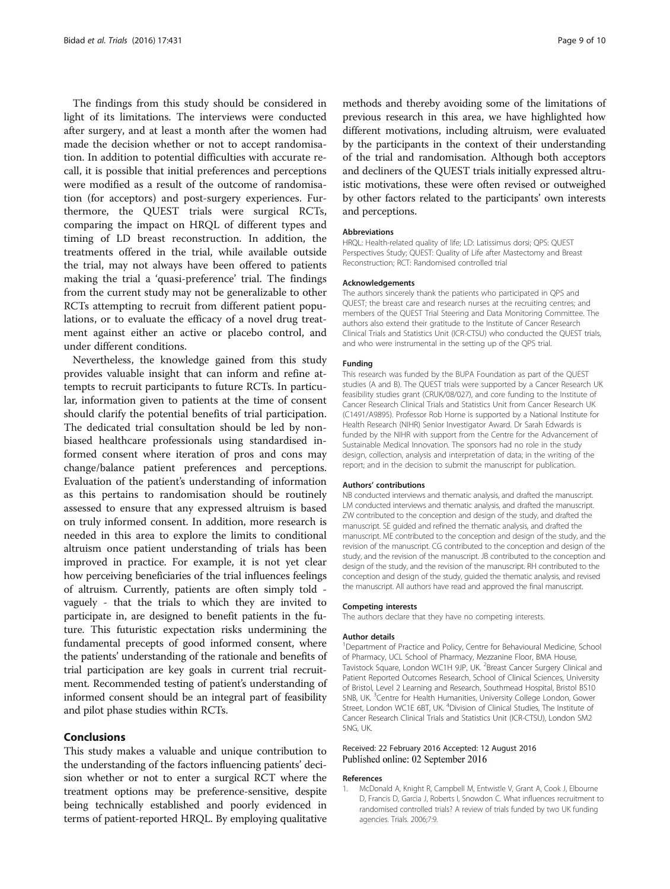The findings from this study should be considered in light of its limitations. The interviews were conducted after surgery, and at least a month after the women had made the decision whether or not to accept randomisation. In addition to potential difficulties with accurate recall, it is possible that initial preferences and perceptions were modified as a result of the outcome of randomisation (for acceptors) and post-surgery experiences. Furthermore, the QUEST trials were surgical RCTs, comparing the impact on HRQL of different types and timing of LD breast reconstruction. In addition, the treatments offered in the trial, while available outside the trial, may not always have been offered to patients making the trial a 'quasi-preference' trial. The findings from the current study may not be generalizable to other RCTs attempting to recruit from different patient populations, or to evaluate the efficacy of a novel drug treatment against either an active or placebo control, and under different conditions.

Nevertheless, the knowledge gained from this study provides valuable insight that can inform and refine attempts to recruit participants to future RCTs. In particular, information given to patients at the time of consent should clarify the potential benefits of trial participation. The dedicated trial consultation should be led by non-biased healthcare professionals using standardised informed consent where iteration of pros and cons may change/balance patient preferences and perceptions. Evaluation of the patient's understanding of information as this pertains to randomisation should be routinely assessed to ensure that any expressed altruism is based on truly informed consent. In addition, more research is needed in this area to explore the limits to conditional altruism once patient understanding of trials has been improved in practice. For example, it is not yet clear how perceiving beneficiaries of the trial influences feelings of altruism. Currently, patients are often simply told - vaguely - that the trials to which they are invited to participate in, are designed to benefit patients in the future. This futuristic expectation risks undermining the fundamental precepts of good informed consent, where the patients' understanding of the rationale and benefits of trial participation are key goals in current trial recruitment. Recommended testing of patient's understanding of informed consent should be an integral part of feasibility and pilot phase studies within RCTs.

## Conclusions

This study makes a valuable and unique contribution to the understanding of the factors influencing patients' decision whether or not to enter a surgical RCT where the treatment options may be preference-sensitive, despite being technically established and poorly evidenced in terms of patient-reported HRQL. By employing qualitative methods and thereby avoiding some of the limitations of previous research in this area, we have highlighted how different motivations, including altruism, were evaluated by the participants in the context of their understanding of the trial and randomisation. Although both acceptors and decliners of the QUEST trials initially expressed altruistic motivations, these were often revised or outweighed by other factors related to the participants' own interests and perceptions.

#### Abbreviations

HRQL: Health-related quality of life; LD: Latissimus dorsi; QPS: QUEST Perspectives Study; QUEST: Quality of Life after Mastectomy and Breast Reconstruction; RCT: Randomised controlled trial

#### Acknowledgements

The authors sincerely thank the patients who participated in QPS and QUEST; the breast care and research nurses at the recruiting centres; and members of the QUEST Trial Steering and Data Monitoring Committee. The authors also extend their gratitude to the Institute of Cancer Research Clinical Trials and Statistics Unit (ICR-CTSU) who conducted the QUEST trials, and who were instrumental in the setting up of the QPS trial.

#### Funding

This research was funded by the BUPA Foundation as part of the QUEST studies (A and B). The QUEST trials were supported by a Cancer Research UK feasibility studies grant (CRUK/08/027), and core funding to the Institute of Cancer Research Clinical Trials and Statistics Unit from Cancer Research UK (C1491/A9895). Professor Rob Horne is supported by a National Institute for Health Research (NIHR) Senior Investigator Award. Dr Sarah Edwards is funded by the NIHR with support from the Centre for the Advancement of Sustainable Medical Innovation. The sponsors had no role in the study design, collection, analysis and interpretation of data; in the writing of the report; and in the decision to submit the manuscript for publication.

#### Authors' contributions

NB conducted interviews and thematic analysis, and drafted the manuscript. LM conducted interviews and thematic analysis, and drafted the manuscript. ZW contributed to the conception and design of the study, and drafted the manuscript. SE guided and refined the thematic analysis, and drafted the manuscript. ME contributed to the conception and design of the study, and the revision of the manuscript. CG contributed to the conception and design of the study, and the revision of the manuscript. JB contributed to the conception and design of the study, and the revision of the manuscript. RH contributed to the conception and design of the study, guided the thematic analysis, and revised the manuscript. All authors have read and approved the final manuscript.

#### Competing interests

The authors declare that they have no competing interests.

#### Author details

[1]Department of Practice and Policy, Centre for Behavioural Medicine, School of Pharmacy, UCL School of Pharmacy, Mezzanine Floor, BMA House, Tavistock Square, London WC1H 9JP, UK. [2]Breast Cancer Surgery Clinical and Patient Reported Outcomes Research, School of Clinical Sciences, University of Bristol, Level 2 Learning and Research, Southmead Hospital, Bristol BS10 5NB, UK. [3]Centre for Health Humanities, University College London, Gower Street, London WC1E 6BT, UK. [4]Division of Clinical Studies, The Institute of Cancer Research Clinical Trials and Statistics Unit (ICR-CTSU), London SM2 5NG, UK.

Received: 22 February 2016 Accepted: 12 August 2016
Published online: 02 September 2016

#### References

1. McDonald A, Knight R, Campbell M, Entwistle V, Grant A, Cook J, Elbourne D, Francis D, Garcia J, Roberts I, Snowdon C. What influences recruitment to randomised controlled trials? A review of trials funded by two UK funding agencies. Trials. 2006;7:9.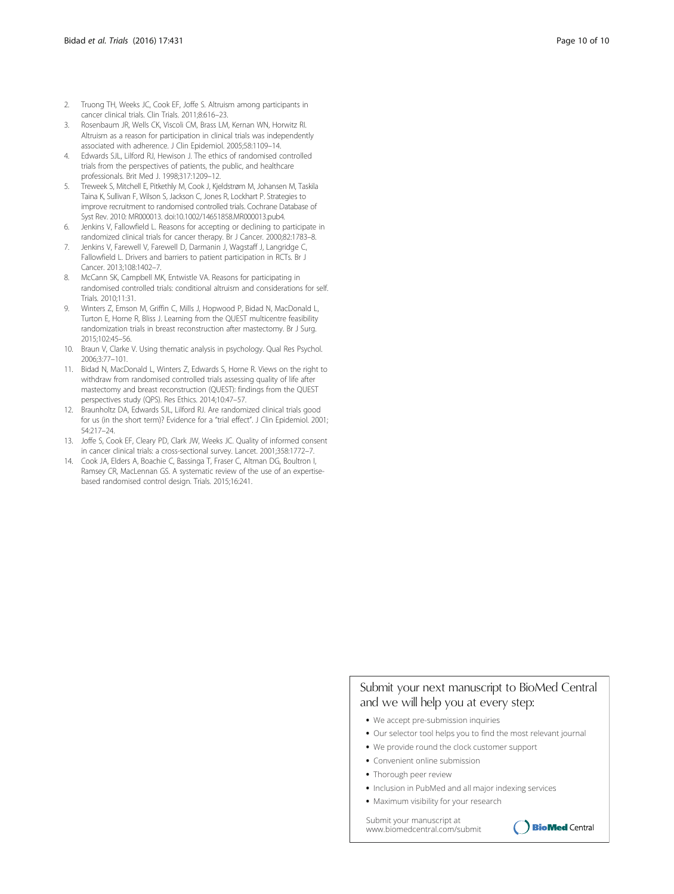2. Truong TH, Weeks JC, Cook EF, Joffe S. Altruism among participants in cancer clinical trials. Clin Trials. 2011;8:616–23.
3. Rosenbaum JR, Wells CK, Viscoli CM, Brass LM, Kernan WN, Horwitz RI. Altruism as a reason for participation in clinical trials was independently associated with adherence. J Clin Epidemiol. 2005;58:1109–14.
4. Edwards SJL, Lilford RJ, Hewison J. The ethics of randomised controlled trials from the perspectives of patients, the public, and healthcare professionals. Brit Med J. 1998;317:1209–12.
5. Treweek S, Mitchell E, Pitkethly M, Cook J, Kjeldstrøm M, Johansen M, Taskila Taina K, Sullivan F, Wilson S, Jackson C, Jones R, Lockhart P. Strategies to improve recruitment to randomised controlled trials. Cochrane Database of Syst Rev. 2010: MR000013. doi:10.1002/14651858.MR000013.pub4.
6. Jenkins V, Fallowfield L. Reasons for accepting or declining to participate in randomized clinical trials for cancer therapy. Br J Cancer. 2000;82:1783–8.
7. Jenkins V, Farewell V, Farewell D, Darmanin J, Wagstaff J, Langridge C, Fallowfield L. Drivers and barriers to patient participation in RCTs. Br J Cancer. 2013;108:1402–7.
8. McCann SK, Campbell MK, Entwistle VA. Reasons for participating in randomised controlled trials: conditional altruism and considerations for self. Trials. 2010;11:31.
9. Winters Z, Emson M, Griffin C, Mills J, Hopwood P, Bidad N, MacDonald L, Turton E, Horne R, Bliss J. Learning from the QUEST multicentre feasibility randomization trials in breast reconstruction after mastectomy. Br J Surg. 2015;102:45–56.
10. Braun V, Clarke V. Using thematic analysis in psychology. Qual Res Psychol. 2006;3:77–101.
11. Bidad N, MacDonald L, Winters Z, Edwards S, Horne R. Views on the right to withdraw from randomised controlled trials assessing quality of life after mastectomy and breast reconstruction (QUEST): findings from the QUEST perspectives study (QPS). Res Ethics. 2014;10:47–57.
12. Braunholtz DA, Edwards SJL, Lilford RJ. Are randomized clinical trials good for us (in the short term)? Evidence for a "trial effect". J Clin Epidemiol. 2001;54:217–24.
13. Joffe S, Cook EF, Cleary PD, Clark JW, Weeks JC. Quality of informed consent in cancer clinical trials: a cross-sectional survey. Lancet. 2001;358:1772–7.
14. Cook JA, Elders A, Boachie C, Bassinga T, Fraser C, Altman DG, Boultron I, Ramsey CR, MacLennan GS. A systematic review of the use of an expertise-based randomised control design. Trials. 2015;16:241.

Submit your next manuscript to BioMed Central and we will help you at every step:

- We accept pre-submission inquiries
- Our selector tool helps you to find the most relevant journal
- We provide round the clock customer support
- Convenient online submission
- Thorough peer review
- Inclusion in PubMed and all major indexing services
- Maximum visibility for your research

Submit your manuscript at www.biomedcentral.com/submit

BioMed Central